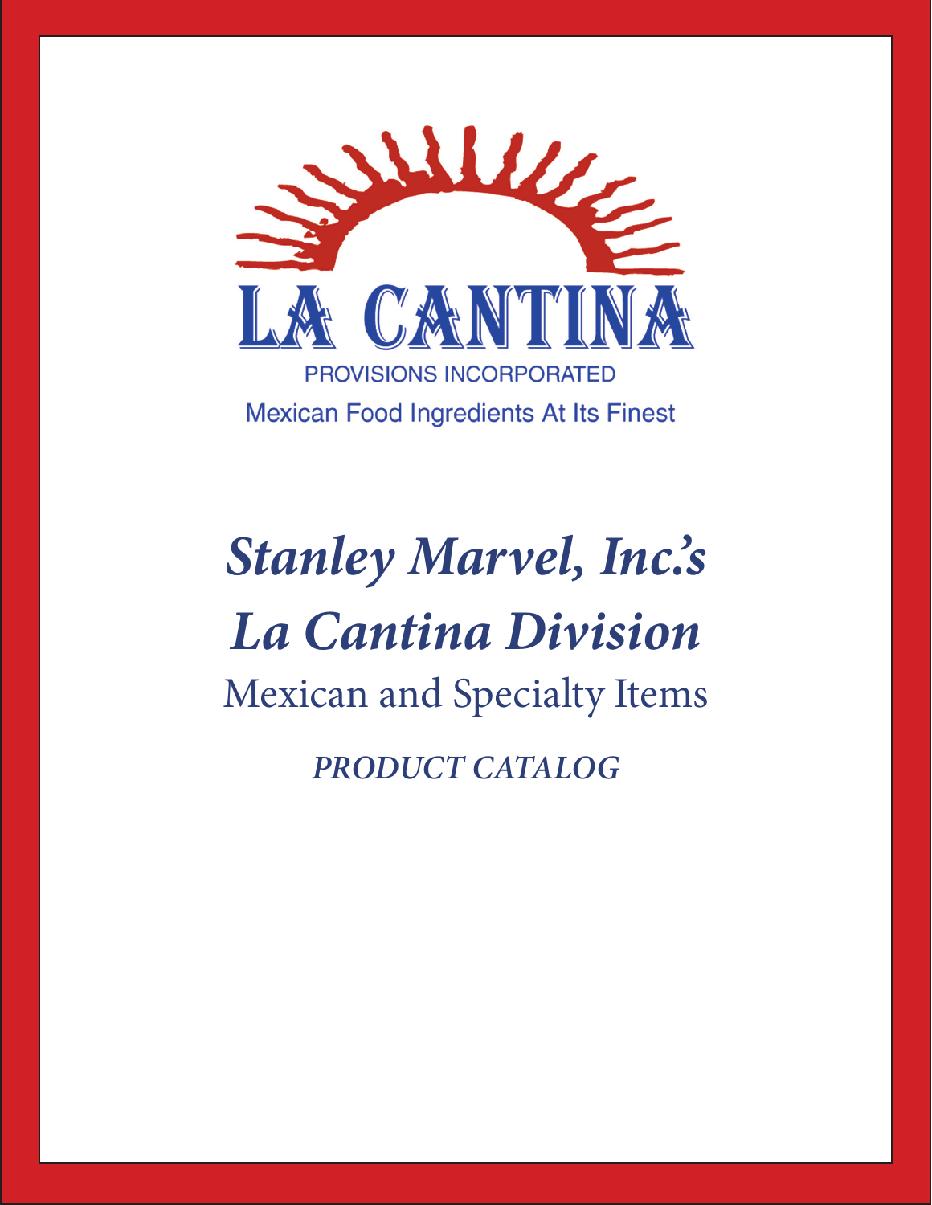# LA CANTINA

PROVISIONS INCORPORATED

Mexican Food Ingredients At Its Finest

## *Stanley Marvel, Inc.'s*
## *La Cantina Division*

Mexican and Specialty Items

*PRODUCT CATALOG*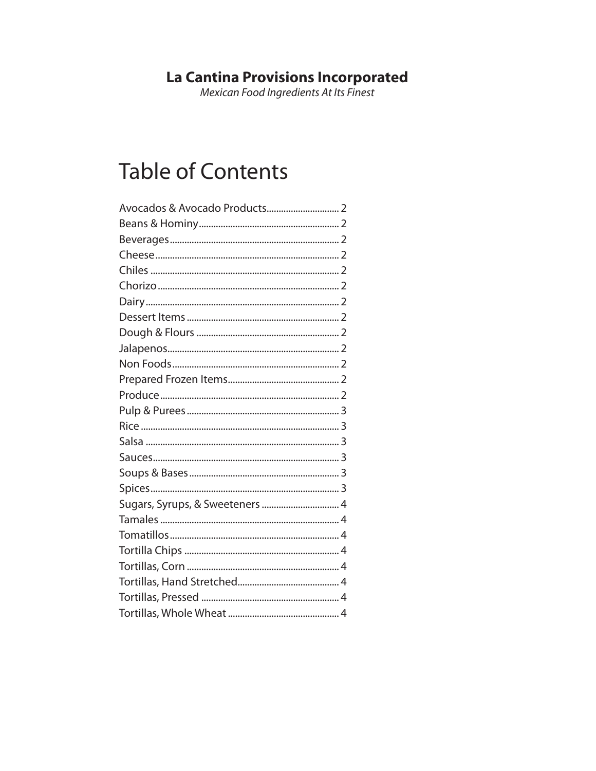**La Cantina Provisions Incorporated**

*Mexican Food Ingredients At Its Finest*

# Table of Contents

Avocados & Avocado Products .............................. 2
Beans & Hominy .............................. 2
Beverages .............................. 2
Cheese .............................. 2
Chiles .............................. 2
Chorizo .............................. 2
Dairy .............................. 2
Dessert Items .............................. 2
Dough & Flours .............................. 2
Jalapenos .............................. 2
Non Foods .............................. 2
Prepared Frozen Items .............................. 2
Produce .............................. 2
Pulp & Purees .............................. 3
Rice .............................. 3
Salsa .............................. 3
Sauces .............................. 3
Soups & Bases .............................. 3
Spices .............................. 3
Sugars, Syrups, & Sweeteners .............................. 4
Tamales .............................. 4
Tomatillos .............................. 4
Tortilla Chips .............................. 4
Tortillas, Corn .............................. 4
Tortillas, Hand Stretched .............................. 4
Tortillas, Pressed .............................. 4
Tortillas, Whole Wheat .............................. 4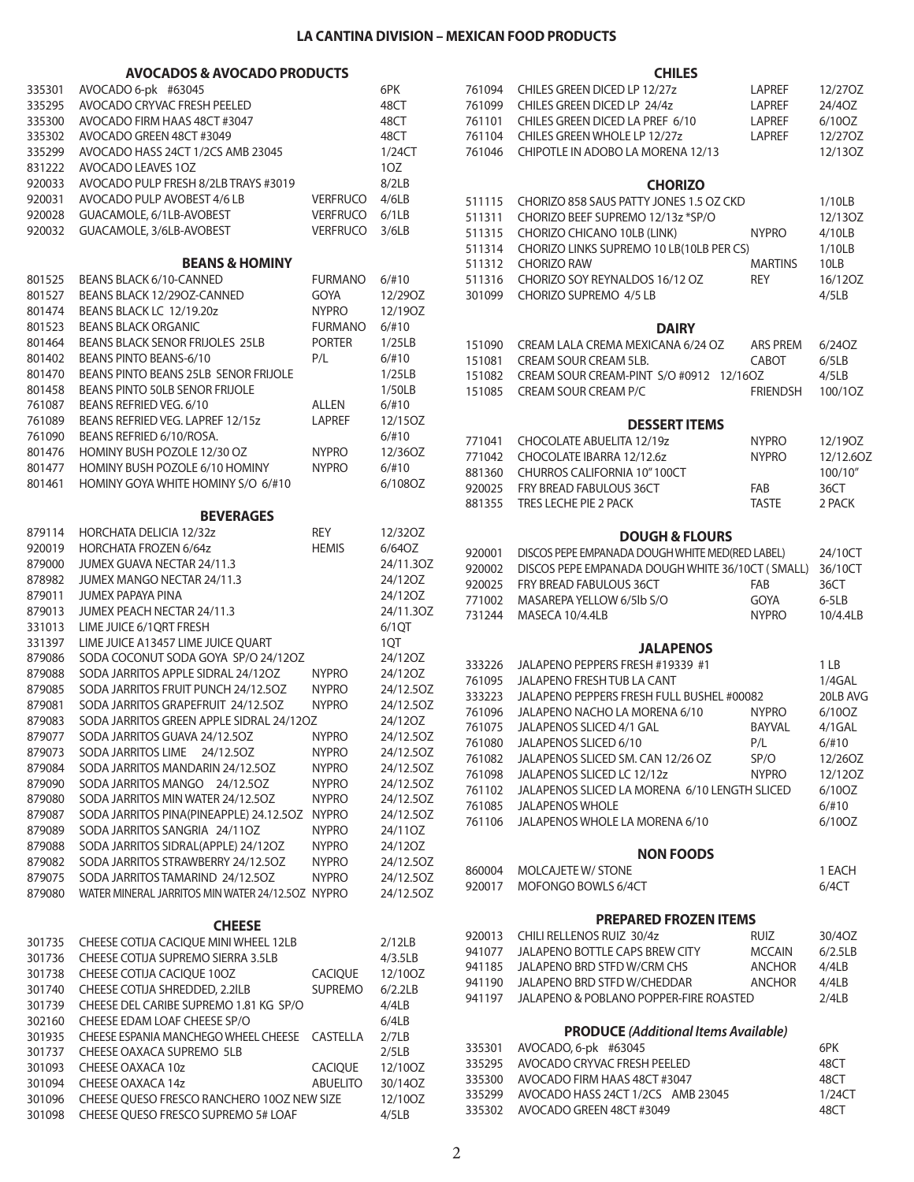# LA CANTINA DIVISION – MEXICAN FOOD PRODUCTS

## AVOCADOS & AVOCADO PRODUCTS

| | | | |
|---|---|---|---|
| 335301 | AVOCADO 6-pk #63045 | | 6PK |
| 335295 | AVOCADO CRYVAC FRESH PEELED | | 48CT |
| 335300 | AVOCADO FIRM HAAS 48CT #3047 | | 48CT |
| 335302 | AVOCADO GREEN 48CT #3049 | | 48CT |
| 335299 | AVOCADO HASS 24CT 1/2CS AMB 23045 | | 1/24CT |
| 831222 | AVOCADO LEAVES 1OZ | | 1OZ |
| 920033 | AVOCADO PULP FRESH 8/2LB TRAYS #3019 | | 8/2LB |
| 920031 | AVOCADO PULP AVOBEST 4/6 LB | VERFRUCO | 4/6LB |
| 920028 | GUACAMOLE, 6/1LB-AVOBEST | VERFRUCO | 6/1LB |
| 920032 | GUACAMOLE, 3/6LB-AVOBEST | VERFRUCO | 3/6LB |

## BEANS & HOMINY

| | | | |
|---|---|---|---|
| 801525 | BEANS BLACK 6/10-CANNED | FURMANO | 6/#10 |
| 801527 | BEANS BLACK 12/29OZ-CANNED | GOYA | 12/29OZ |
| 801474 | BEANS BLACK LC 12/19.20z | NYPRO | 12/19OZ |
| 801523 | BEANS BLACK ORGANIC | FURMANO | 6/#10 |
| 801464 | BEANS BLACK SENOR FRIJOLES 25LB | PORTER | 1/25LB |
| 801402 | BEANS PINTO BEANS-6/10 | P/L | 6/#10 |
| 801470 | BEANS PINTO BEANS 25LB SENOR FRIJOLE | | 1/25LB |
| 801458 | BEANS PINTO 50LB SENOR FRIJOLE | | 1/50LB |
| 761087 | BEANS REFRIED VEG. 6/10 | ALLEN | 6/#10 |
| 761089 | BEANS REFRIED VEG. LAPREF 12/15z | LAPREF | 12/15OZ |
| 761090 | BEANS REFRIED 6/10/ROSA. | | 6/#10 |
| 801476 | HOMINY BUSH POZOLE 12/30 OZ | NYPRO | 12/36OZ |
| 801477 | HOMINY BUSH POZOLE 6/10 HOMINY | NYPRO | 6/#10 |
| 801461 | HOMINY GOYA WHITE HOMINY S/O 6/#10 | | 6/108OZ |

## BEVERAGES

| | | | |
|---|---|---|---|
| 879114 | HORCHATA DELICIA 12/32z | REY | 12/32OZ |
| 920019 | HORCHATA FROZEN 6/64z | HEMIS | 6/64OZ |
| 879000 | JUMEX GUAVA NECTAR 24/11.3 | | 24/11.3OZ |
| 878982 | JUMEX MANGO NECTAR 24/11.3 | | 24/12OZ |
| 879011 | JUMEX PAPAYA PINA | | 24/12OZ |
| 879013 | JUMEX PEACH NECTAR 24/11.3 | | 24/11.3OZ |
| 331013 | LIME JUICE 6/1QRT FRESH | | 6/1QT |
| 331397 | LIME JUICE A13457 LIME JUICE QUART | | 1QT |
| 879086 | SODA COCONUT SODA GOYA SP/O 24/12OZ | | 24/12OZ |
| 879088 | SODA JARRITOS APPLE SIDRAL 24/12OZ | NYPRO | 24/12OZ |
| 879085 | SODA JARRITOS FRUIT PUNCH 24/12.5OZ | NYPRO | 24/12.5OZ |
| 879081 | SODA JARRITOS GRAPEFRUIT 24/12.5OZ | NYPRO | 24/12.5OZ |
| 879083 | SODA JARRITOS GREEN APPLE SIDRAL 24/12OZ | | 24/12OZ |
| 879077 | SODA JARRITOS GUAVA 24/12.5OZ | NYPRO | 24/12.5OZ |
| 879073 | SODA JARRITOS LIME 24/12.5OZ | NYPRO | 24/12.5OZ |
| 879084 | SODA JARRITOS MANDARIN 24/12.5OZ | NYPRO | 24/12.5OZ |
| 879090 | SODA JARRITOS MANGO 24/12.5OZ | NYPRO | 24/12.5OZ |
| 879080 | SODA JARRITOS MIN WATER 24/12.5OZ | NYPRO | 24/12.5OZ |
| 879087 | SODA JARRITOS PINA(PINEAPPLE) 24.12.5OZ | NYPRO | 24/12.5OZ |
| 879089 | SODA JARRITOS SANGRIA 24/11OZ | NYPRO | 24/11OZ |
| 879088 | SODA JARRITOS SIDRAL(APPLE) 24/12OZ | NYPRO | 24/12OZ |
| 879082 | SODA JARRITOS STRAWBERRY 24/12.5OZ | NYPRO | 24/12.5OZ |
| 879075 | SODA JARRITOS TAMARIND 24/12.5OZ | NYPRO | 24/12.5OZ |
| 879080 | WATER MINERAL JARRITOS MIN WATER 24/12.5OZ | NYPRO | 24/12.5OZ |

## CHEESE

| | | | |
|---|---|---|---|
| 301735 | CHEESE COTIJA CACIQUE MINI WHEEL 12LB | | 2/12LB |
| 301736 | CHEESE COTIJA SUPREMO SIERRA 3.5LB | | 4/3.5LB |
| 301738 | CHEESE COTIJA CACIQUE 10OZ | CACIQUE | 12/10OZ |
| 301740 | CHEESE COTIJA SHREDDED, 2.2ILB | SUPREMO | 6/2.2LB |
| 301739 | CHEESE DEL CARIBE SUPREMO 1.81 KG SP/O | | 4/4LB |
| 302160 | CHEESE EDAM LOAF CHEESE SP/O | | 6/4LB |
| 301935 | CHEESE ESPANIA MANCHEGO WHEEL CHEESE | CASTELLA | 2/7LB |
| 301737 | CHEESE OAXACA SUPREMO 5LB | | 2/5LB |
| 301093 | CHEESE OAXACA 10z | CACIQUE | 12/10OZ |
| 301094 | CHEESE OAXACA 14z | ABUELITO | 30/14OZ |
| 301096 | CHEESE QUESO FRESCO RANCHERO 10OZ NEW SIZE | | 12/10OZ |
| 301098 | CHEESE QUESO FRESCO SUPREMO 5# LOAF | | 4/5LB |

## CHILES

| | | | |
|---|---|---|---|
| 761094 | CHILES GREEN DICED LP 12/27z | LAPREF | 12/27OZ |
| 761099 | CHILES GREEN DICED LP 24/4z | LAPREF | 24/4OZ |
| 761101 | CHILES GREEN DICED LA PREF 6/10 | LAPREF | 6/10OZ |
| 761104 | CHILES GREEN WHOLE LP 12/27z | LAPREF | 12/27OZ |
| 761046 | CHIPOTLE IN ADOBO LA MORENA 12/13 | | 12/13OZ |

## CHORIZO

| | | | |
|---|---|---|---|
| 511115 | CHORIZO 858 SAUS PATTY JONES 1.5 OZ CKD | | 1/10LB |
| 511311 | CHORIZO BEEF SUPREMO 12/13z *SP/O | | 12/13OZ |
| 511315 | CHORIZO CHICANO 10LB (LINK) | NYPRO | 4/10LB |
| 511314 | CHORIZO LINKS SUPREMO 10 LB(10LB PER CS) | | 1/10LB |
| 511312 | CHORIZO RAW | MARTINS | 10LB |
| 511316 | CHORIZO SOY REYNALDOS 16/12 OZ | REY | 16/12OZ |
| 301099 | CHORIZO SUPREMO 4/5 LB | | 4/5LB |

## DAIRY

| | | | |
|---|---|---|---|
| 151090 | CREAM LALA CREMA MEXICANA 6/24 OZ | ARS PREM | 6/24OZ |
| 151081 | CREAM SOUR CREAM 5LB. | CABOT | 6/5LB |
| 151082 | CREAM SOUR CREAM-PINT S/O #0912 12/16OZ | | 4/5LB |
| 151085 | CREAM SOUR CREAM P/C | FRIENDSH | 100/1OZ |

## DESSERT ITEMS

| | | | |
|---|---|---|---|
| 771041 | CHOCOLATE ABUELITA 12/19z | NYPRO | 12/19OZ |
| 771042 | CHOCOLATE IBARRA 12/12.6z | NYPRO | 12/12.6OZ |
| 881360 | CHURROS CALIFORNIA 10" 100CT | | 100/10" |
| 920025 | FRY BREAD FABULOUS 36CT | FAB | 36CT |
| 881355 | TRES LECHE PIE 2 PACK | TASTE | 2 PACK |

## DOUGH & FLOURS

| | | | |
|---|---|---|---|
| 920001 | DISCOS PEPE EMPANADA DOUGH WHITE MED(RED LABEL) | | 24/10CT |
| 920002 | DISCOS PEPE EMPANADA DOUGH WHITE 36/10CT ( SMALL) | | 36/10CT |
| 920025 | FRY BREAD FABULOUS 36CT | FAB | 36CT |
| 771002 | MASAREPA YELLOW 6/5lb S/O | GOYA | 6-5LB |
| 731244 | MASECA 10/4.4LB | NYPRO | 10/4.4LB |

## JALAPENOS

| | | | |
|---|---|---|---|
| 333226 | JALAPENO PEPPERS FRESH #19339 #1 | | 1 LB |
| 761095 | JALAPENO FRESH TUB LA CANT | | 1/4GAL |
| 333223 | JALAPENO PEPPERS FRESH FULL BUSHEL #00082 | | 20LB AVG |
| 761096 | JALAPENO NACHO LA MORENA 6/10 | NYPRO | 6/10OZ |
| 761075 | JALAPENOS SLICED 4/1 GAL | BAYVAL | 4/1GAL |
| 761080 | JALAPENOS SLICED 6/10 | P/L | 6/#10 |
| 761082 | JALAPENOS SLICED SM. CAN 12/26 OZ | SP/O | 12/26OZ |
| 761098 | JALAPENOS SLICED LC 12/12z | NYPRO | 12/12OZ |
| 761102 | JALAPENOS SLICED LA MORENA 6/10 LENGTH SLICED | | 6/10OZ |
| 761085 | JALAPENOS WHOLE | | 6/#10 |
| 761106 | JALAPENOS WHOLE LA MORENA 6/10 | | 6/10OZ |

## NON FOODS

| | | | |
|---|---|---|---|
| 860004 | MOLCAJETE W/ STONE | | 1 EACH |
| 920017 | MOFONGO BOWLS 6/4CT | | 6/4CT |

## PREPARED FROZEN ITEMS

| | | | |
|---|---|---|---|
| 920013 | CHILI RELLENOS RUIZ 30/4z | RUIZ | 30/4OZ |
| 941077 | JALAPENO BOTTLE CAPS BREW CITY | MCCAIN | 6/2.5LB |
| 941185 | JALAPENO BRD STFD W/CRM CHS | ANCHOR | 4/4LB |
| 941190 | JALAPENO BRD STFD W/CHEDDAR | ANCHOR | 4/4LB |
| 941197 | JALAPENO & POBLANO POPPER-FIRE ROASTED | | 2/4LB |

## PRODUCE *(Additional Items Available)*

| | | | |
|---|---|---|---|
| 335301 | AVOCADO, 6-pk #63045 | | 6PK |
| 335295 | AVOCADO CRYVAC FRESH PEELED | | 48CT |
| 335300 | AVOCADO FIRM HAAS 48CT #3047 | | 48CT |
| 335299 | AVOCADO HASS 24CT 1/2CS AMB 23045 | | 1/24CT |
| 335302 | AVOCADO GREEN 48CT #3049 | | 48CT |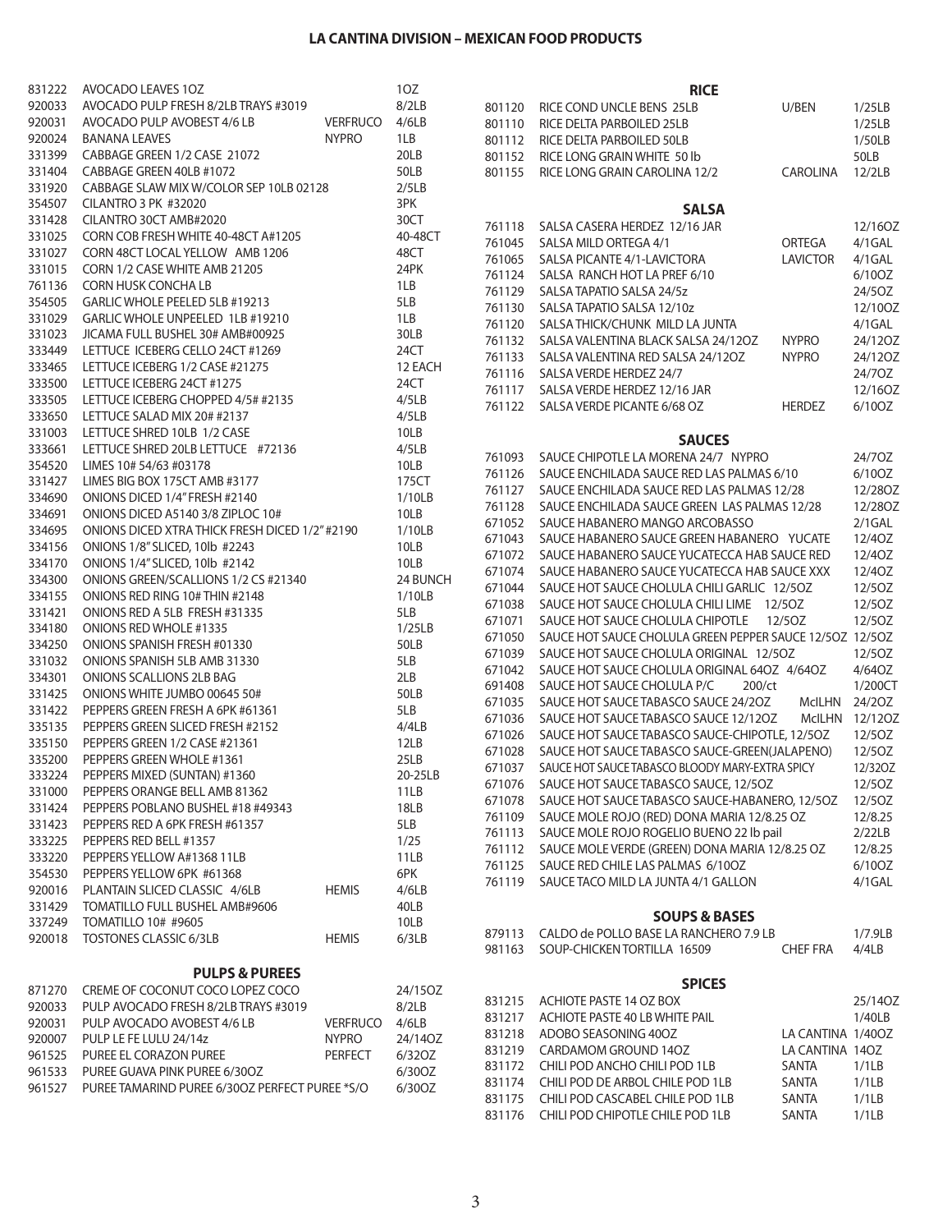# LA CANTINA DIVISION – MEXICAN FOOD PRODUCTS

| Code | Description | Brand | Pack |
|---|---|---|---|
| 831222 | AVOCADO LEAVES 1OZ | | 1OZ |
| 920033 | AVOCADO PULP FRESH 8/2LB TRAYS #3019 | | 8/2LB |
| 920031 | AVOCADO PULP AVOBEST 4/6 LB | VERFRUCO | 4/6LB |
| 920024 | BANANA LEAVES | NYPRO | 1LB |
| 331399 | CABBAGE GREEN 1/2 CASE 21072 | | 20LB |
| 331404 | CABBAGE GREEN 40LB #1072 | | 50LB |
| 331920 | CABBAGE SLAW MIX W/COLOR SEP 10LB 02128 | | 2/5LB |
| 354507 | CILANTRO 3 PK #32020 | | 3PK |
| 331428 | CILANTRO 30CT AMB#2020 | | 30CT |
| 331025 | CORN COB FRESH WHITE 40-48CT A#1205 | | 40-48CT |
| 331027 | CORN 48CT LOCAL YELLOW AMB 1206 | | 48CT |
| 331015 | CORN 1/2 CASE WHITE AMB 21205 | | 24PK |
| 761136 | CORN HUSK CONCHA LB | | 1LB |
| 354505 | GARLIC WHOLE PEELED 5LB #19213 | | 5LB |
| 331029 | GARLIC WHOLE UNPEELED 1LB #19210 | | 1LB |
| 331023 | JICAMA FULL BUSHEL 30# AMB#00925 | | 30LB |
| 333449 | LETTUCE ICEBERG CELLO 24CT #1269 | | 24CT |
| 333465 | LETTUCE ICEBERG 1/2 CASE #21275 | | 12 EACH |
| 333500 | LETTUCE ICEBERG 24CT #1275 | | 24CT |
| 333505 | LETTUCE ICEBERG CHOPPED 4/5# #2135 | | 4/5LB |
| 333650 | LETTUCE SALAD MIX 20# #2137 | | 4/5LB |
| 331003 | LETTUCE SHRED 10LB 1/2 CASE | | 10LB |
| 333661 | LETTUCE SHRED 20LB LETTUCE #72136 | | 4/5LB |
| 354520 | LIMES 10# 54/63 #03178 | | 10LB |
| 331427 | LIMES BIG BOX 175CT AMB #3177 | | 175CT |
| 334690 | ONIONS DICED 1/4" FRESH #2140 | | 1/10LB |
| 334691 | ONIONS DICED A5140 3/8 ZIPLOC 10# | | 10LB |
| 334695 | ONIONS DICED XTRA THICK FRESH DICED 1/2" #2190 | | 1/10LB |
| 334156 | ONIONS 1/8" SLICED, 10lb #2243 | | 10LB |
| 334170 | ONIONS 1/4" SLICED, 10lb #2142 | | 10LB |
| 334300 | ONIONS GREEN/SCALLIONS 1/2 CS #21340 | | 24 BUNCH |
| 334155 | ONIONS RED RING 10# THIN #2148 | | 1/10LB |
| 331421 | ONIONS RED A 5LB FRESH #31335 | | 5LB |
| 334180 | ONIONS RED WHOLE #1335 | | 1/25LB |
| 334250 | ONIONS SPANISH FRESH #01330 | | 50LB |
| 331032 | ONIONS SPANISH 5LB AMB 31330 | | 5LB |
| 334301 | ONIONS SCALLIONS 2LB BAG | | 2LB |
| 331425 | ONIONS WHITE JUMBO 00645 50# | | 50LB |
| 331422 | PEPPERS GREEN FRESH A 6PK #61361 | | 5LB |
| 335135 | PEPPERS GREEN SLICED FRESH #2152 | | 4/4LB |
| 335150 | PEPPERS GREEN 1/2 CASE #21361 | | 12LB |
| 335200 | PEPPERS GREEN WHOLE #1361 | | 25LB |
| 333224 | PEPPERS MIXED (SUNTAN) #1360 | | 20-25LB |
| 331000 | PEPPERS ORANGE BELL AMB 81362 | | 11LB |
| 331424 | PEPPERS POBLANO BUSHEL #18 #49343 | | 18LB |
| 331423 | PEPPERS RED A 6PK FRESH #61357 | | 5LB |
| 333225 | PEPPERS RED BELL #1357 | | 1/25 |
| 333220 | PEPPERS YELLOW A#1368 11LB | | 11LB |
| 354530 | PEPPERS YELLOW 6PK #61368 | | 6PK |
| 920016 | PLANTAIN SLICED CLASSIC 4/6LB | HEMIS | 4/6LB |
| 331429 | TOMATILLO FULL BUSHEL AMB#9606 | | 40LB |
| 337249 | TOMATILLO 10# #9605 | | 10LB |
| 920018 | TOSTONES CLASSIC 6/3LB | HEMIS | 6/3LB |

## PULPS & PUREES

| Code | Description | Brand | Pack |
|---|---|---|---|
| 871270 | CREME OF COCONUT COCO LOPEZ COCO | | 24/15OZ |
| 920033 | PULP AVOCADO FRESH 8/2LB TRAYS #3019 | | 8/2LB |
| 920031 | PULP AVOCADO AVOBEST 4/6 LB | VERFRUCO | 4/6LB |
| 920007 | PULP LE FE LULU 24/14z | NYPRO | 24/14OZ |
| 961525 | PUREE EL CORAZON PUREE | PERFECT | 6/32OZ |
| 961533 | PUREE GUAVA PINK PUREE 6/30OZ | | 6/30OZ |
| 961527 | PUREE TAMARIND PUREE 6/30OZ PERFECT PUREE *S/O | | 6/30OZ |

## RICE

| Code | Description | Brand | Pack |
|---|---|---|---|
| 801120 | RICE COND UNCLE BENS 25LB | U/BEN | 1/25LB |
| 801110 | RICE DELTA PARBOILED 25LB | | 1/25LB |
| 801112 | RICE DELTA PARBOILED 50LB | | 1/50LB |
| 801152 | RICE LONG GRAIN WHITE 50 lb | | 50LB |
| 801155 | RICE LONG GRAIN CAROLINA 12/2 | CAROLINA | 12/2LB |

## SALSA

| Code | Description | Brand | Pack |
|---|---|---|---|
| 761118 | SALSA CASERA HERDEZ 12/16 JAR | | 12/16OZ |
| 761045 | SALSA MILD ORTEGA 4/1 | ORTEGA | 4/1GAL |
| 761065 | SALSA PICANTE 4/1-LAVICTORA | LAVICTOR | 4/1GAL |
| 761124 | SALSA RANCH HOT LA PREF 6/10 | | 6/10OZ |
| 761129 | SALSA TAPATIO SALSA 24/5z | | 24/5OZ |
| 761130 | SALSA TAPATIO SALSA 12/10z | | 12/10OZ |
| 761120 | SALSA THICK/CHUNK MILD LA JUNTA | | 4/1GAL |
| 761132 | SALSA VALENTINA BLACK SALSA 24/12OZ | NYPRO | 24/12OZ |
| 761133 | SALSA VALENTINA RED SALSA 24/12OZ | NYPRO | 24/12OZ |
| 761116 | SALSA VERDE HERDEZ 24/7 | | 24/7OZ |
| 761117 | SALSA VERDE HERDEZ 12/16 JAR | | 12/16OZ |
| 761122 | SALSA VERDE PICANTE 6/68 OZ | HERDEZ | 6/10OZ |

## SAUCES

| Code | Description | Brand | Pack |
|---|---|---|---|
| 761093 | SAUCE CHIPOTLE LA MORENA 24/7 NYPRO | | 24/7OZ |
| 761126 | SAUCE ENCHILADA SAUCE RED LAS PALMAS 6/10 | | 6/10OZ |
| 761127 | SAUCE ENCHILADA SAUCE RED LAS PALMAS 12/28 | | 12/28OZ |
| 761128 | SAUCE ENCHILADA SAUCE GREEN LAS PALMAS 12/28 | | 12/28OZ |
| 671052 | SAUCE HABANERO MANGO ARCOBASSO | | 2/1GAL |
| 671043 | SAUCE HABANERO SAUCE GREEN HABANERO YUCATE | | 12/4OZ |
| 671072 | SAUCE HABANERO SAUCE YUCATECCA HAB SAUCE RED | | 12/4OZ |
| 671074 | SAUCE HABANERO SAUCE YUCATECCA HAB SAUCE XXX | | 12/4OZ |
| 671044 | SAUCE HOT SAUCE CHOLULA CHILI GARLIC 12/5OZ | | 12/5OZ |
| 671038 | SAUCE HOT SAUCE CHOLULA CHILI LIME 12/5OZ | | 12/5OZ |
| 671071 | SAUCE HOT SAUCE CHOLULA CHIPOTLE 12/5OZ | | 12/5OZ |
| 671050 | SAUCE HOT SAUCE CHOLULA GREEN PEPPER SAUCE 12/5OZ | | 12/5OZ |
| 671039 | SAUCE HOT SAUCE CHOLULA ORIGINAL 12/5OZ | | 12/5OZ |
| 671042 | SAUCE HOT SAUCE CHOLULA ORIGINAL 64OZ 4/64OZ | | 4/64OZ |
| 691408 | SAUCE HOT SAUCE CHOLULA P/C 200/ct | | 1/200CT |
| 671035 | SAUCE HOT SAUCE TABASCO SAUCE 24/2OZ | McILHN | 24/2OZ |
| 671036 | SAUCE HOT SAUCE TABASCO SAUCE 12/12OZ | McILHN | 12/12OZ |
| 671026 | SAUCE HOT SAUCE TABASCO SAUCE-CHIPOTLE, 12/5OZ | | 12/5OZ |
| 671028 | SAUCE HOT SAUCE TABASCO SAUCE-GREEN(JALAPENO) | | 12/5OZ |
| 671037 | SAUCE HOT SAUCE TABASCO BLOODY MARY-EXTRA SPICY | | 12/32OZ |
| 671076 | SAUCE HOT SAUCE TABASCO SAUCE, 12/5OZ | | 12/5OZ |
| 671078 | SAUCE HOT SAUCE TABASCO SAUCE-HABANERO, 12/5OZ | | 12/5OZ |
| 761109 | SAUCE MOLE ROJO (RED) DONA MARIA 12/8.25 OZ | | 12/8.25 |
| 761113 | SAUCE MOLE ROJO ROGELIO BUENO 22 lb pail | | 2/22LB |
| 761112 | SAUCE MOLE VERDE (GREEN) DONA MARIA 12/8.25 OZ | | 12/8.25 |
| 761125 | SAUCE RED CHILE LAS PALMAS 6/10OZ | | 6/10OZ |
| 761119 | SAUCE TACO MILD LA JUNTA 4/1 GALLON | | 4/1GAL |

## SOUPS & BASES

| Code | Description | Brand | Pack |
|---|---|---|---|
| 879113 | CALDO de POLLO BASE LA RANCHERO 7.9 LB | | 1/7.9LB |
| 981163 | SOUP-CHICKEN TORTILLA 16509 | CHEF FRA | 4/4LB |

## SPICES

| Code | Description | Brand | Pack |
|---|---|---|---|
| 831215 | ACHIOTE PASTE 14 OZ BOX | | 25/14OZ |
| 831217 | ACHIOTE PASTE 40 LB WHITE PAIL | | 1/40LB |
| 831218 | ADOBO SEASONING 40OZ | LA CANTINA | 1/40OZ |
| 831219 | CARDAMOM GROUND 14OZ | LA CANTINA | 14OZ |
| 831172 | CHILI POD ANCHO CHILI POD 1LB | SANTA | 1/1LB |
| 831174 | CHILI POD DE ARBOL CHILE POD 1LB | SANTA | 1/1LB |
| 831175 | CHILI POD CASCABEL CHILE POD 1LB | SANTA | 1/1LB |
| 831176 | CHILI POD CHIPOTLE CHILE POD 1LB | SANTA | 1/1LB |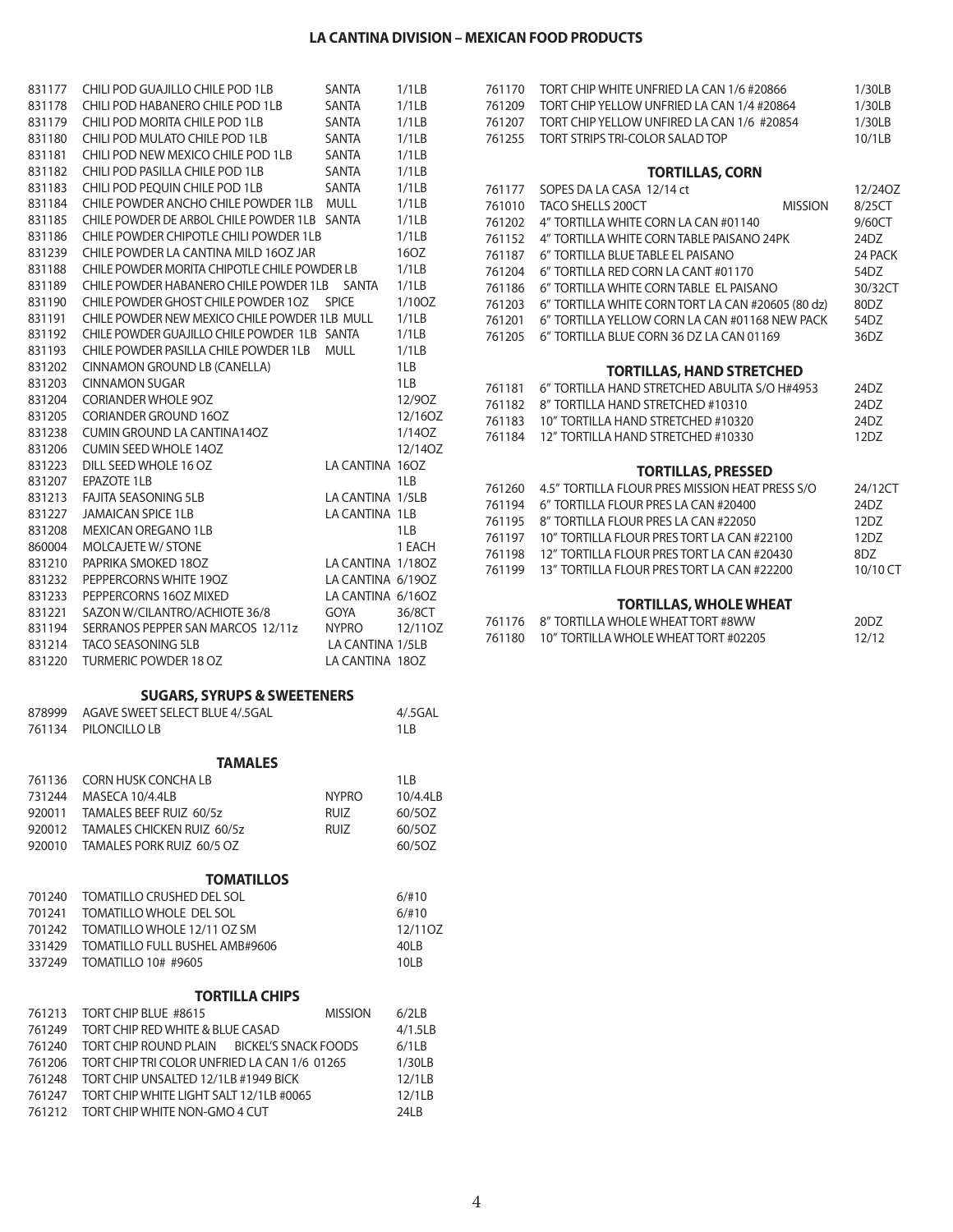## LA CANTINA DIVISION – MEXICAN FOOD PRODUCTS

| | | | |
|---|---|---|---|
| 831177 | CHILI POD GUAJILLO CHILE POD 1LB | SANTA | 1/1LB |
| 831178 | CHILI POD HABANERO CHILE POD 1LB | SANTA | 1/1LB |
| 831179 | CHILI POD MORITA CHILE POD 1LB | SANTA | 1/1LB |
| 831180 | CHILI POD MULATO CHILE POD 1LB | SANTA | 1/1LB |
| 831181 | CHILI POD NEW MEXICO CHILE POD 1LB | SANTA | 1/1LB |
| 831182 | CHILI POD PASILLA CHILE POD 1LB | SANTA | 1/1LB |
| 831183 | CHILI POD PEQUIN CHILE POD 1LB | SANTA | 1/1LB |
| 831184 | CHILE POWDER ANCHO CHILE POWDER 1LB | MULL | 1/1LB |
| 831185 | CHILE POWDER DE ARBOL CHILE POWDER 1LB | SANTA | 1/1LB |
| 831186 | CHILE POWDER CHIPOTLE CHILI POWDER 1LB | | 1/1LB |
| 831239 | CHILE POWDER LA CANTINA MILD 16OZ JAR | | 16OZ |
| 831188 | CHILE POWDER MORITA CHIPOTLE CHILE POWDER LB | | 1/1LB |
| 831189 | CHILE POWDER HABANERO CHILE POWDER 1LB | SANTA | 1/1LB |
| 831190 | CHILE POWDER GHOST CHILE POWDER 1OZ | SPICE | 1/10OZ |
| 831191 | CHILE POWDER NEW MEXICO CHILE POWDER 1LB | MULL | 1/1LB |
| 831192 | CHILE POWDER GUAJILLO CHILE POWDER 1LB | SANTA | 1/1LB |
| 831193 | CHILE POWDER PASILLA CHILE POWDER 1LB | MULL | 1/1LB |
| 831202 | CINNAMON GROUND LB (CANELLA) | | 1LB |
| 831203 | CINNAMON SUGAR | | 1LB |
| 831204 | CORIANDER WHOLE 9OZ | | 12/9OZ |
| 831205 | CORIANDER GROUND 16OZ | | 12/16OZ |
| 831238 | CUMIN GROUND LA CANTINA14OZ | | 1/14OZ |
| 831206 | CUMIN SEED WHOLE 14OZ | | 12/14OZ |
| 831223 | DILL SEED WHOLE 16 OZ | LA CANTINA | 16OZ |
| 831207 | EPAZOTE 1LB | | 1LB |
| 831213 | FAJITA SEASONING 5LB | LA CANTINA | 1/5LB |
| 831227 | JAMAICAN SPICE 1LB | LA CANTINA | 1LB |
| 831208 | MEXICAN OREGANO 1LB | | 1LB |
| 860004 | MOLCAJETE W/ STONE | | 1 EACH |
| 831210 | PAPRIKA SMOKED 18OZ | LA CANTINA | 1/18OZ |
| 831232 | PEPPERCORNS WHITE 19OZ | LA CANTINA | 6/19OZ |
| 831233 | PEPPERCORNS 16OZ MIXED | LA CANTINA | 6/16OZ |
| 831221 | SAZON W/CILANTRO/ACHIOTE 36/8 | GOYA | 36/8CT |
| 831194 | SERRANOS PEPPER SAN MARCOS 12/11z | NYPRO | 12/11OZ |
| 831214 | TACO SEASONING 5LB | LA CANTINA | 1/5LB |
| 831220 | TURMERIC POWDER 18 OZ | LA CANTINA | 18OZ |

### SUGARS, SYRUPS & SWEETENERS

| | | | |
|---|---|---|---|
| 878999 | AGAVE SWEET SELECT BLUE 4/.5GAL | | 4/.5GAL |
| 761134 | PILONCILLO LB | | 1LB |

### TAMALES

| | | | |
|---|---|---|---|
| 761136 | CORN HUSK CONCHA LB | | 1LB |
| 731244 | MASECA 10/4.4LB | NYPRO | 10/4.4LB |
| 920011 | TAMALES BEEF RUIZ 60/5z | RUIZ | 60/5OZ |
| 920012 | TAMALES CHICKEN RUIZ 60/5z | RUIZ | 60/5OZ |
| 920010 | TAMALES PORK RUIZ 60/5 OZ | | 60/5OZ |

### TOMATILLOS

| | | |
|---|---|---|
| 701240 | TOMATILLO CRUSHED DEL SOL | 6/#10 |
| 701241 | TOMATILLO WHOLE DEL SOL | 6/#10 |
| 701242 | TOMATILLO WHOLE 12/11 OZ SM | 12/11OZ |
| 331429 | TOMATILLO FULL BUSHEL AMB#9606 | 40LB |
| 337249 | TOMATILLO 10# #9605 | 10LB |

### TORTILLA CHIPS

| | | | |
|---|---|---|---|
| 761213 | TORT CHIP BLUE #8615 | MISSION | 6/2LB |
| 761249 | TORT CHIP RED WHITE & BLUE CASAD | | 4/1.5LB |
| 761240 | TORT CHIP ROUND PLAIN | BICKEL'S SNACK FOODS | 6/1LB |
| 761206 | TORT CHIP TRI COLOR UNFRIED LA CAN 1/6 01265 | | 1/30LB |
| 761248 | TORT CHIP UNSALTED 12/1LB #1949 BICK | | 12/1LB |
| 761247 | TORT CHIP WHITE LIGHT SALT 12/1LB #0065 | | 12/1LB |
| 761212 | TORT CHIP WHITE NON-GMO 4 CUT | | 24LB |
| 761170 | TORT CHIP WHITE UNFRIED LA CAN 1/6 #20866 | | 1/30LB |
| 761209 | TORT CHIP YELLOW UNFRIED LA CAN 1/4 #20864 | | 1/30LB |
| 761207 | TORT CHIP YELLOW UNFRIED LA CAN 1/6 #20854 | | 1/30LB |
| 761255 | TORT STRIPS TRI-COLOR SALAD TOP | | 10/1LB |

### TORTILLAS, CORN

| | | | |
|---|---|---|---|
| 761177 | SOPES DA LA CASA 12/14 ct | | 12/24OZ |
| 761010 | TACO SHELLS 200CT | MISSION | 8/25CT |
| 761202 | 4" TORTILLA WHITE CORN LA CAN #01140 | | 9/60CT |
| 761152 | 4" TORTILLA WHITE CORN TABLE PAISANO 24PK | | 24DZ |
| 761187 | 6" TORTILLA BLUE TABLE EL PAISANO | | 24 PACK |
| 761204 | 6" TORTILLA RED CORN LA CANT #01170 | | 54DZ |
| 761186 | 6" TORTILLA WHITE CORN TABLE EL PAISANO | | 30/32CT |
| 761203 | 6" TORTILLA WHITE CORN TORT LA CAN #20605 (80 dz) | | 80DZ |
| 761201 | 6" TORTILLA YELLOW CORN LA CAN #01168 NEW PACK | | 54DZ |
| 761205 | 6" TORTILLA BLUE CORN 36 DZ LA CAN 01169 | | 36DZ |

### TORTILLAS, HAND STRETCHED

| | | |
|---|---|---|
| 761181 | 6" TORTILLA HAND STRETCHED ABULITA S/O H#4953 | 24DZ |
| 761182 | 8" TORTILLA HAND STRETCHED #10310 | 24DZ |
| 761183 | 10" TORTILLA HAND STRETCHED #10320 | 24DZ |
| 761184 | 12" TORTILLA HAND STRETCHED #10330 | 12DZ |

### TORTILLAS, PRESSED

| | | |
|---|---|---|
| 761260 | 4.5" TORTILLA FLOUR PRES MISSION HEAT PRESS S/O | 24/12CT |
| 761194 | 6" TORTILLA FLOUR PRES LA CAN #20400 | 24DZ |
| 761195 | 8" TORTILLA FLOUR PRES LA CAN #22050 | 12DZ |
| 761197 | 10" TORTILLA FLOUR PRES TORT LA CAN #22100 | 12DZ |
| 761198 | 12" TORTILLA FLOUR PRES TORT LA CAN #20430 | 8DZ |
| 761199 | 13" TORTILLA FLOUR PRES TORT LA CAN #22200 | 10/10 CT |

### TORTILLAS, WHOLE WHEAT

| | | |
|---|---|---|
| 761176 | 8" TORTILLA WHOLE WHEAT TORT #8WW | 20DZ |
| 761180 | 10" TORTILLA WHOLE WHEAT TORT #02205 | 12/12 |